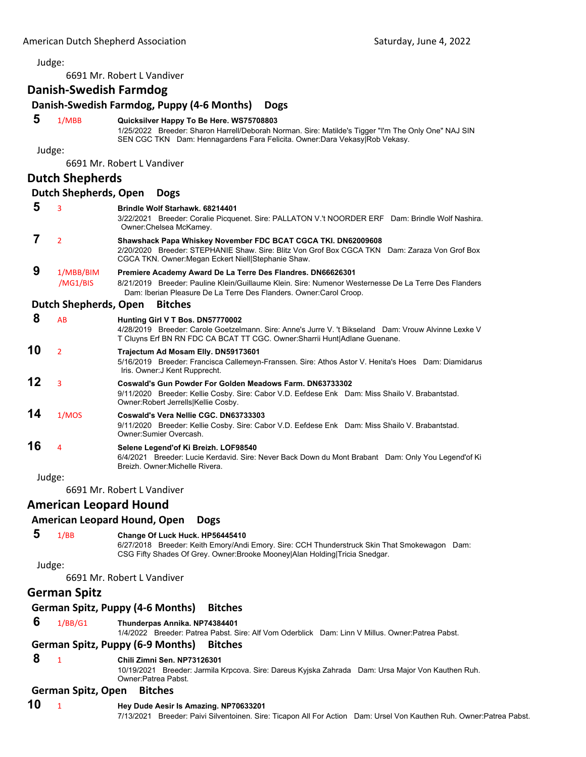Judge:

6691 Mr. Robert L Vandiver

## Danish-Swedish Farmdog

### Danish-Swedish Farmdog, Puppy (4-6 Months) Dogs

**5** 1/MBB **Quicksilver Happy To Be Here. WS75708803**
1/25/2022 Breeder: Sharon Harrell/Deborah Norman. Sire: Matilde's Tigger "I'm The Only One" NAJ SIN SEN CGC TKN Dam: Hennagardens Fara Felicita. Owner:Dara Vekasy|Rob Vekasy.

Judge:

6691 Mr. Robert L Vandiver

## Dutch Shepherds

### Dutch Shepherds, Open Dogs

**5** 3 **Brindle Wolf Starhawk. 68214401**
3/22/2021 Breeder: Coralie Picquenet. Sire: PALLATON V.'t NOORDER ERF Dam: Brindle Wolf Nashira. Owner:Chelsea McKamey.

**7** 2 **Shawshack Papa Whiskey November FDC BCAT CGCA TKI. DN62009608**
2/20/2020 Breeder: STEPHANIE Shaw. Sire: Blitz Von Grof Box CGCA TKN Dam: Zaraza Von Grof Box CGCA TKN. Owner:Megan Eckert Niell|Stephanie Shaw.

**9** 1/MBB/BIM/MG1/BIS **Premiere Academy Award De La Terre Des Flandres. DN66626301**
8/21/2019 Breeder: Pauline Klein/Guillaume Klein. Sire: Numenor Westernesse De La Terre Des Flanders Dam: Iberian Pleasure De La Terre Des Flanders. Owner:Carol Croop.

### Dutch Shepherds, Open Bitches

**8** AB **Hunting Girl V T Bos. DN57770002**
4/28/2019 Breeder: Carole Goetzelmann. Sire: Anne's Jurre V. 't Bikseland Dam: Vrouw Alvinne Lexke V T Cluyns Erf BN RN FDC CA BCAT TT CGC. Owner:Sharrii Hunt|Adlane Guenane.

**10** 2 **Trajectum Ad Mosam Elly. DN59173601**
5/16/2019 Breeder: Francisca Callemeyn-Franssen. Sire: Athos Astor V. Henita's Hoes Dam: Diamidarus Iris. Owner:J Kent Rupprecht.

**12** 3 **Coswald's Gun Powder For Golden Meadows Farm. DN63733302**
9/11/2020 Breeder: Kellie Cosby. Sire: Cabor V.D. Eefdese Enk Dam: Miss Shailo V. Brabantstad. Owner:Robert Jerrells|Kellie Cosby.

**14** 1/MOS **Coswald's Vera Nellie CGC. DN63733303**
9/11/2020 Breeder: Kellie Cosby. Sire: Cabor V.D. Eefdese Enk Dam: Miss Shailo V. Brabantstad. Owner:Sumier Overcash.

**16** 4 **Selene Legend'of Ki Breizh. LOF98540**
6/4/2021 Breeder: Lucie Kerdavid. Sire: Never Back Down du Mont Brabant Dam: Only You Legend'of Ki Breizh. Owner:Michelle Rivera.

Judge:

6691 Mr. Robert L Vandiver

## American Leopard Hound

### American Leopard Hound, Open Dogs

**5** 1/BB **Change Of Luck Huck. HP56445410**
6/27/2018 Breeder: Keith Emory/Andi Emory. Sire: CCH Thunderstruck Skin That Smokewagon Dam: CSG Fifty Shades Of Grey. Owner:Brooke Mooney|Alan Holding|Tricia Snedgar.

Judge:

6691 Mr. Robert L Vandiver

## German Spitz

### German Spitz, Puppy (4-6 Months) Bitches

**6** 1/BB/G1 **Thunderpas Annika. NP74384401**
1/4/2022 Breeder: Patrea Pabst. Sire: Alf Vom Oderblick Dam: Linn V Millus. Owner:Patrea Pabst.

### German Spitz, Puppy (6-9 Months) Bitches

**8** 1 **Chili Zimni Sen. NP73126301**
10/19/2021 Breeder: Jarmila Krpcova. Sire: Dareus Kyjska Zahrada Dam: Ursa Major Von Kauthen Ruh. Owner:Patrea Pabst.

### German Spitz, Open Bitches

**10** 1 **Hey Dude Aesir Is Amazing. NP70633201**
7/13/2021 Breeder: Paivi Silventoinen. Sire: Ticapon All For Action Dam: Ursel Von Kauthen Ruh. Owner:Patrea Pabst.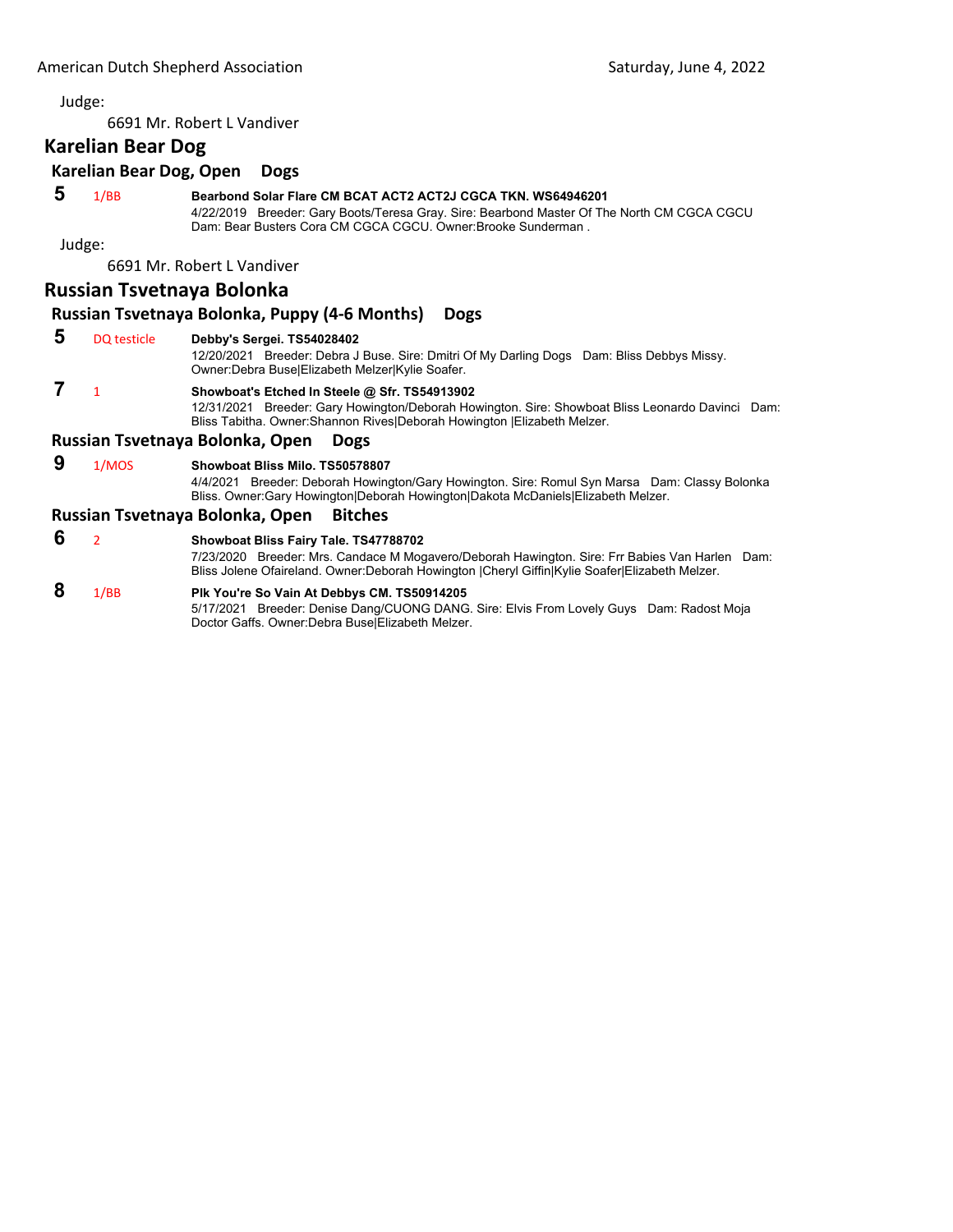Judge:

6691 Mr. Robert L Vandiver

## Karelian Bear Dog

### Karelian Bear Dog, Open Dogs

**5** 1/BB **Bearbond Solar Flare CM BCAT ACT2 ACT2J CGCA TKN. WS64946201**
4/22/2019 Breeder: Gary Boots/Teresa Gray. Sire: Bearbond Master Of The North CM CGCA CGCU Dam: Bear Busters Cora CM CGCA CGCU. Owner:Brooke Sunderman .

Judge:

6691 Mr. Robert L Vandiver

## Russian Tsvetnaya Bolonka

### Russian Tsvetnaya Bolonka, Puppy (4-6 Months) Dogs

**5** DQ testicle **Debby's Sergei. TS54028402**
12/20/2021 Breeder: Debra J Buse. Sire: Dmitri Of My Darling Dogs Dam: Bliss Debbys Missy. Owner:Debra Buse|Elizabeth Melzer|Kylie Soafer.

**7** 1 **Showboat's Etched In Steele @ Sfr. TS54913902**
12/31/2021 Breeder: Gary Howington/Deborah Howington. Sire: Showboat Bliss Leonardo Davinci Dam: Bliss Tabitha. Owner:Shannon Rives|Deborah Howington |Elizabeth Melzer.

### Russian Tsvetnaya Bolonka, Open Dogs

**9** 1/MOS **Showboat Bliss Milo. TS50578807**
4/4/2021 Breeder: Deborah Howington/Gary Howington. Sire: Romul Syn Marsa Dam: Classy Bolonka Bliss. Owner:Gary Howington|Deborah Howington|Dakota McDaniels|Elizabeth Melzer.

### Russian Tsvetnaya Bolonka, Open Bitches

**6** 2 **Showboat Bliss Fairy Tale. TS47788702**
7/23/2020 Breeder: Mrs. Candace M Mogavero/Deborah Hawington. Sire: Frr Babies Van Harlen Dam: Bliss Jolene Ofaireland. Owner:Deborah Howington |Cheryl Giffin|Kylie Soafer|Elizabeth Melzer.

**8** 1/BB **Plk You're So Vain At Debbys CM. TS50914205**
5/17/2021 Breeder: Denise Dang/CUONG DANG. Sire: Elvis From Lovely Guys Dam: Radost Moja Doctor Gaffs. Owner:Debra Buse|Elizabeth Melzer.